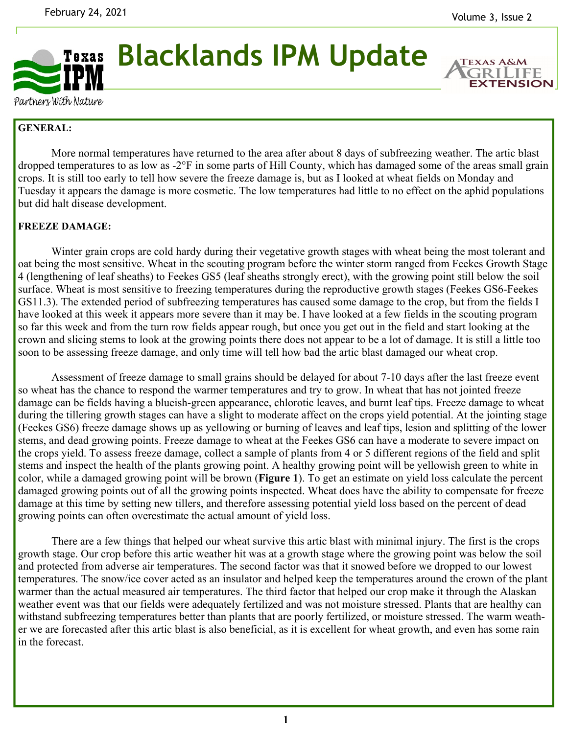# Blacklands IPM Update

February 24, 2021

## GENERAL:

More normal temperatures have returned to the area after about 8 days of subfreezing weather. The artic blast dropped temperatures to as low as -2°F in some parts of Hill County, which has damaged some of the areas small grain crops. It is still too early to tell how severe the freeze damage is, but as I looked at wheat fields on Monday and Tuesday it appears the damage is more cosmetic. The low temperatures had little to no effect on the aphid populations but did halt disease development.

## FREEZE DAMAGE:

Winter grain crops are cold hardy during their vegetative growth stages with wheat being the most tolerant and oat being the most sensitive. Wheat in the scouting program before the winter storm ranged from Feekes Growth Stage 4 (lengthening of leaf sheaths) to Feekes GS5 (leaf sheaths strongly erect), with the growing point still below the soil surface. Wheat is most sensitive to freezing temperatures during the reproductive growth stages (Feekes GS6-Feekes GS11.3). The extended period of subfreezing temperatures has caused some damage to the crop, but from the fields I have looked at this week it appears more severe than it may be. I have looked at a few fields in the scouting program so far this week and from the turn row fields appear rough, but once you get out in the field and start looking at the crown and slicing stems to look at the growing points there does not appear to be a lot of damage. It is still a little too soon to be assessing freeze damage, and only time will tell how bad the artic blast damaged our wheat crop.

Assessment of freeze damage to small grains should be delayed for about 7-10 days after the last freeze event so wheat has the chance to respond the warmer temperatures and try to grow. In wheat that has not jointed freeze damage can be fields having a blueish-green appearance, chlorotic leaves, and burnt leaf tips. Freeze damage to wheat during the tillering growth stages can have a slight to moderate affect on the crops yield potential. At the jointing stage (Feekes GS6) freeze damage shows up as yellowing or burning of leaves and leaf tips, lesion and splitting of the lower stems, and dead growing points. Freeze damage to wheat at the Feekes GS6 can have a moderate to severe impact on the crops yield. To assess freeze damage, collect a sample of plants from 4 or 5 different regions of the field and split stems and inspect the health of the plants growing point. A healthy growing point will be yellowish green to white in color, while a damaged growing point will be brown (**Figure 1**). To get an estimate on yield loss calculate the percent damaged growing points out of all the growing points inspected. Wheat does have the ability to compensate for freeze damage at this time by setting new tillers, and therefore assessing potential yield loss based on the percent of dead growing points can often overestimate the actual amount of yield loss.

There are a few things that helped our wheat survive this artic blast with minimal injury. The first is the crops growth stage. Our crop before this artic weather hit was at a growth stage where the growing point was below the soil and protected from adverse air temperatures. The second factor was that it snowed before we dropped to our lowest temperatures. The snow/ice cover acted as an insulator and helped keep the temperatures around the crown of the plant warmer than the actual measured air temperatures. The third factor that helped our crop make it through the Alaskan weather event was that our fields were adequately fertilized and was not moisture stressed. Plants that are healthy can withstand subfreezing temperatures better than plants that are poorly fertilized, or moisture stressed. The warm weather we are forecasted after this artic blast is also beneficial, as it is excellent for wheat growth, and even has some rain in the forecast.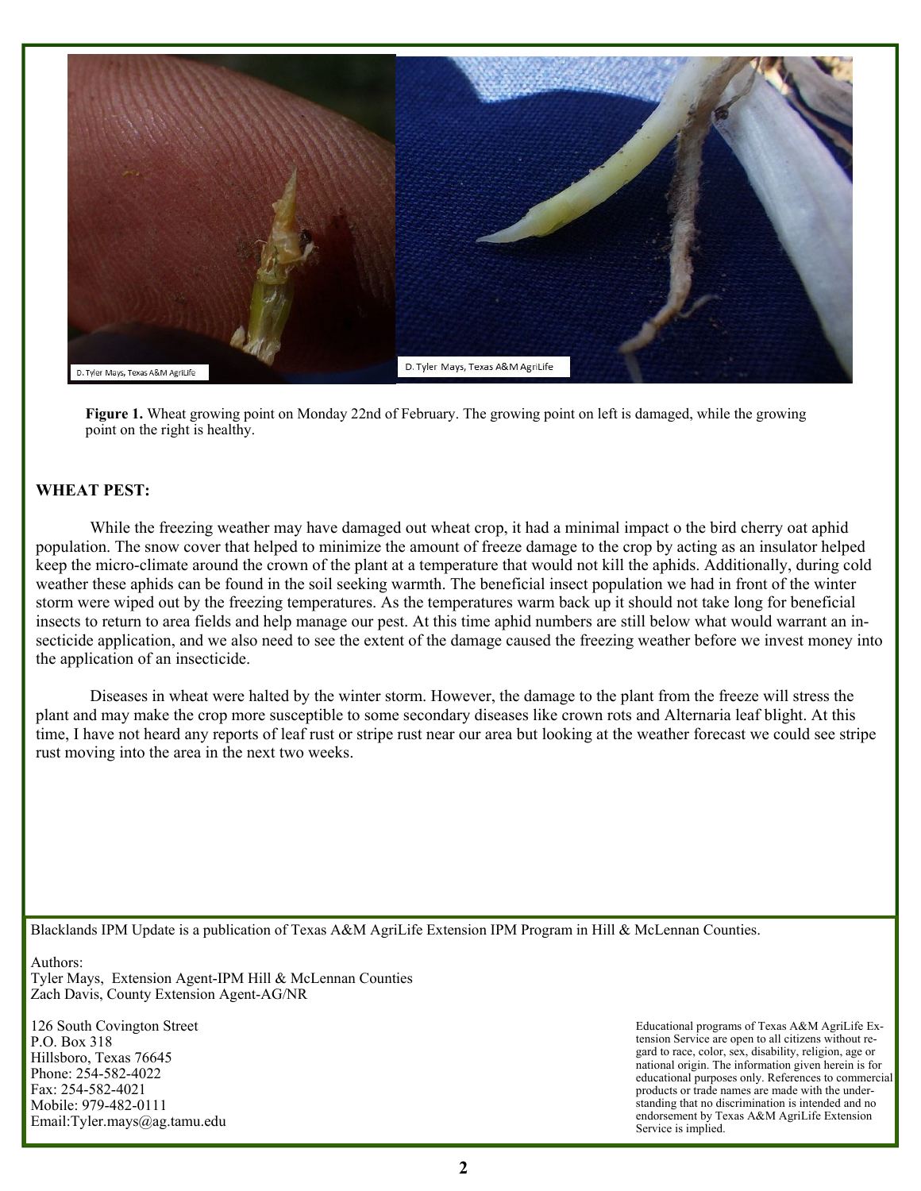D. Tyler Mays, Texas A&M AgriLife

D. Tyler Mays, Texas A&M AgriLife

**Figure 1.** Wheat growing point on Monday 22nd of February. The growing point on left is damaged, while the growing point on the right is healthy.

**WHEAT PEST:**

While the freezing weather may have damaged out wheat crop, it had a minimal impact o the bird cherry oat aphid population. The snow cover that helped to minimize the amount of freeze damage to the crop by acting as an insulator helped keep the micro-climate around the crown of the plant at a temperature that would not kill the aphids. Additionally, during cold weather these aphids can be found in the soil seeking warmth. The beneficial insect population we had in front of the winter storm were wiped out by the freezing temperatures. As the temperatures warm back up it should not take long for beneficial insects to return to area fields and help manage our pest. At this time aphid numbers are still below what would warrant an insecticide application, and we also need to see the extent of the damage caused the freezing weather before we invest money into the application of an insecticide.

Diseases in wheat were halted by the winter storm. However, the damage to the plant from the freeze will stress the plant and may make the crop more susceptible to some secondary diseases like crown rots and Alternaria leaf blight. At this time, I have not heard any reports of leaf rust or stripe rust near our area but looking at the weather forecast we could see stripe rust moving into the area in the next two weeks.

Blacklands IPM Update is a publication of Texas A&M AgriLife Extension IPM Program in Hill & McLennan Counties.

Authors:
Tyler Mays, Extension Agent-IPM Hill & McLennan Counties
Zach Davis, County Extension Agent-AG/NR

126 South Covington Street
P.O. Box 318
Hillsboro, Texas 76645
Phone: 254-582-4022
Fax: 254-582-4021
Mobile: 979-482-0111
Email:Tyler.mays@ag.tamu.edu

Educational programs of Texas A&M AgriLife Extension Service are open to all citizens without regard to race, color, sex, disability, religion, age or national origin. The information given herein is for educational purposes only. References to commercial products or trade names are made with the understanding that no discrimination is intended and no endorsement by Texas A&M AgriLife Extension Service is implied.